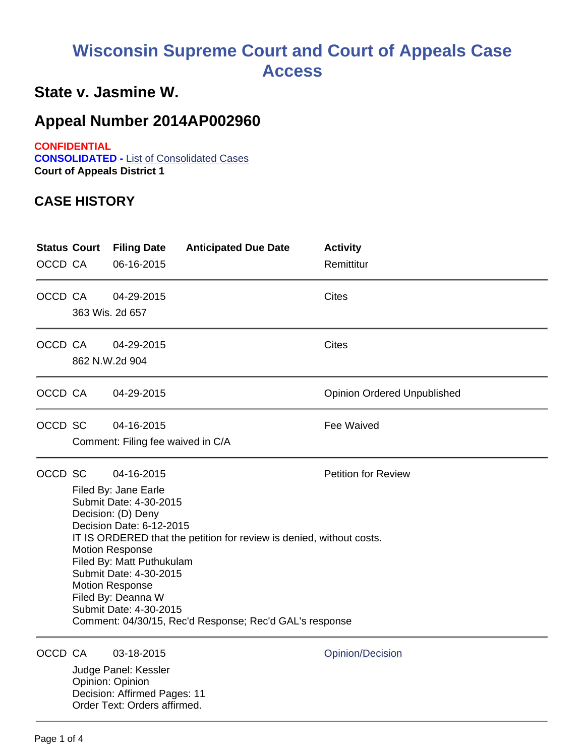# Wisconsin Supreme Court and Court of Appeals Case Access

## State v. Jasmine W.

## Appeal Number 2014AP002960

**CONFIDENTIAL**
**CONSOLIDATED -** List of Consolidated Cases
**Court of Appeals District 1**

### CASE HISTORY

| Status | Court | Filing Date | Anticipated Due Date | Activity |
|---|---|---|---|---|
| OCCD | CA | 06-16-2015 | | Remittitur |

---

| Status | Court | Filing Date | Anticipated Due Date | Activity |
|---|---|---|---|---|
| OCCD | CA | 04-29-2015 | | Cites |

363 Wis. 2d 657

---

| Status | Court | Filing Date | Anticipated Due Date | Activity |
|---|---|---|---|---|
| OCCD | CA | 04-29-2015 | | Cites |

862 N.W.2d 904

---

| Status | Court | Filing Date | Anticipated Due Date | Activity |
|---|---|---|---|---|
| OCCD | CA | 04-29-2015 | | Opinion Ordered Unpublished |

---

| Status | Court | Filing Date | Anticipated Due Date | Activity |
|---|---|---|---|---|
| OCCD | SC | 04-16-2015 | | Fee Waived |

Comment: Filing fee waived in C/A

---

| Status | Court | Filing Date | Anticipated Due Date | Activity |
|---|---|---|---|---|
| OCCD | SC | 04-16-2015 | | Petition for Review |

Filed By: Jane Earle
Submit Date: 4-30-2015
Decision: (D) Deny
Decision Date: 6-12-2015
IT IS ORDERED that the petition for review is denied, without costs.
Motion Response
Filed By: Matt Puthukulam
Submit Date: 4-30-2015
Motion Response
Filed By: Deanna W
Submit Date: 4-30-2015
Comment: 04/30/15, Rec'd Response; Rec'd GAL's response

---

| Status | Court | Filing Date | Anticipated Due Date | Activity |
|---|---|---|---|---|
| OCCD | CA | 03-18-2015 | | Opinion/Decision |

Judge Panel: Kessler
Opinion: Opinion
Decision: Affirmed Pages: 11
Order Text: Orders affirmed.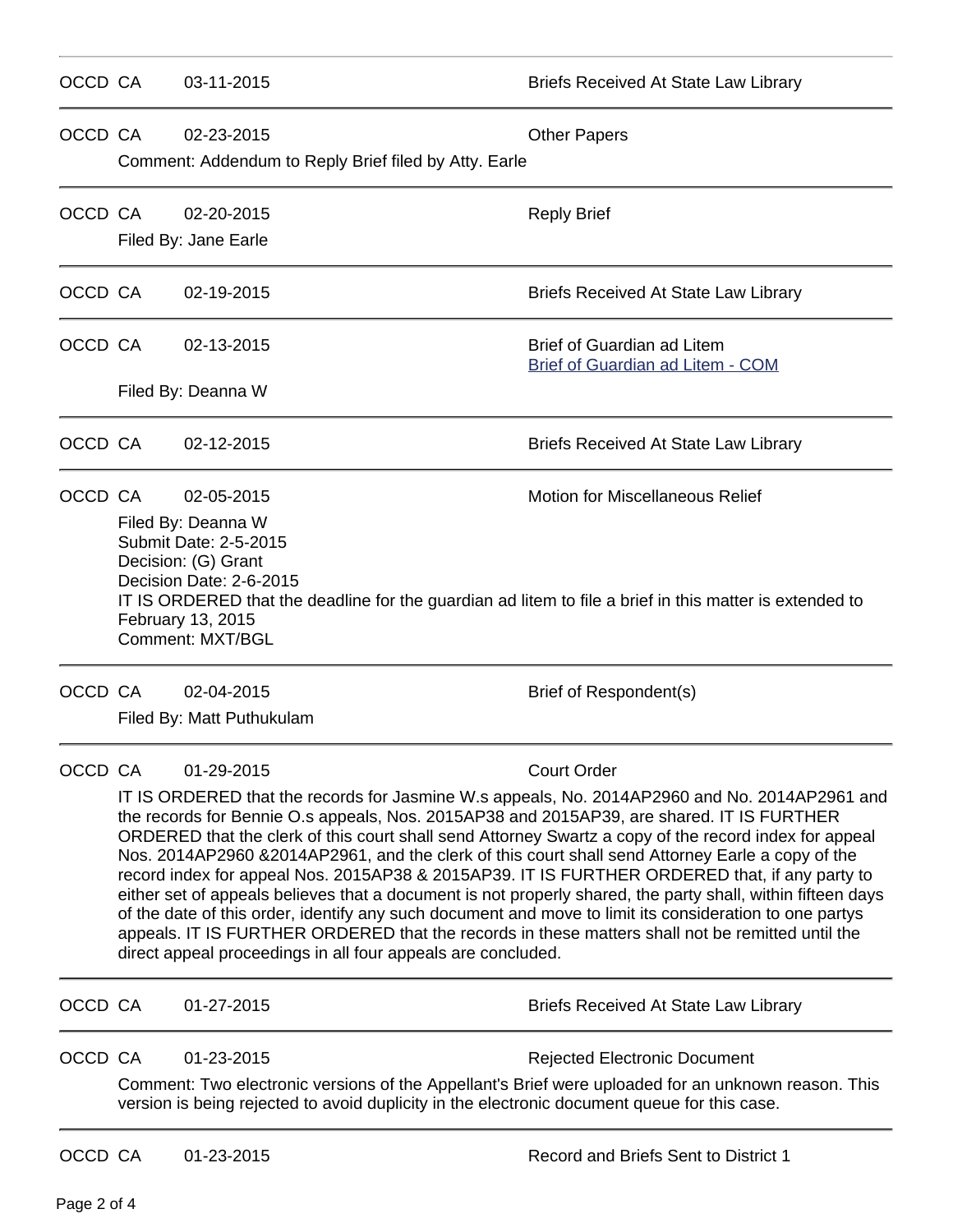| | | | |
|---|---|---|---|
| OCCD | CA | 03-11-2015 | Briefs Received At State Law Library |

| | | | |
|---|---|---|---|
| OCCD | CA | 02-23-2015 | Other Papers |

Comment: Addendum to Reply Brief filed by Atty. Earle

| | | | |
|---|---|---|---|
| OCCD | CA | 02-20-2015 | Reply Brief |

Filed By: Jane Earle

| | | | |
|---|---|---|---|
| OCCD | CA | 02-19-2015 | Briefs Received At State Law Library |

| | | | |
|---|---|---|---|
| OCCD | CA | 02-13-2015 | Brief of Guardian ad Litem<br>Brief of Guardian ad Litem - COM |

Filed By: Deanna W

| | | | |
|---|---|---|---|
| OCCD | CA | 02-12-2015 | Briefs Received At State Law Library |

| | | | |
|---|---|---|---|
| OCCD | CA | 02-05-2015 | Motion for Miscellaneous Relief |

Filed By: Deanna W
Submit Date: 2-5-2015
Decision: (G) Grant
Decision Date: 2-6-2015
IT IS ORDERED that the deadline for the guardian ad litem to file a brief in this matter is extended to February 13, 2015
Comment: MXT/BGL

| | | | |
|---|---|---|---|
| OCCD | CA | 02-04-2015 | Brief of Respondent(s) |

Filed By: Matt Puthukulam

| | | | |
|---|---|---|---|
| OCCD | CA | 01-29-2015 | Court Order |

IT IS ORDERED that the records for Jasmine W.s appeals, No. 2014AP2960 and No. 2014AP2961 and the records for Bennie O.s appeals, Nos. 2015AP38 and 2015AP39, are shared. IT IS FURTHER ORDERED that the clerk of this court shall send Attorney Swartz a copy of the record index for appeal Nos. 2014AP2960 &2014AP2961, and the clerk of this court shall send Attorney Earle a copy of the record index for appeal Nos. 2015AP38 & 2015AP39. IT IS FURTHER ORDERED that, if any party to either set of appeals believes that a document is not properly shared, the party shall, within fifteen days of the date of this order, identify any such document and move to limit its consideration to one partys appeals. IT IS FURTHER ORDERED that the records in these matters shall not be remitted until the direct appeal proceedings in all four appeals are concluded.

| | | | |
|---|---|---|---|
| OCCD | CA | 01-27-2015 | Briefs Received At State Law Library |

| | | | |
|---|---|---|---|
| OCCD | CA | 01-23-2015 | Rejected Electronic Document |

Comment: Two electronic versions of the Appellant's Brief were uploaded for an unknown reason. This version is being rejected to avoid duplicity in the electronic document queue for this case.

| | | | |
|---|---|---|---|
| OCCD | CA | 01-23-2015 | Record and Briefs Sent to District 1 |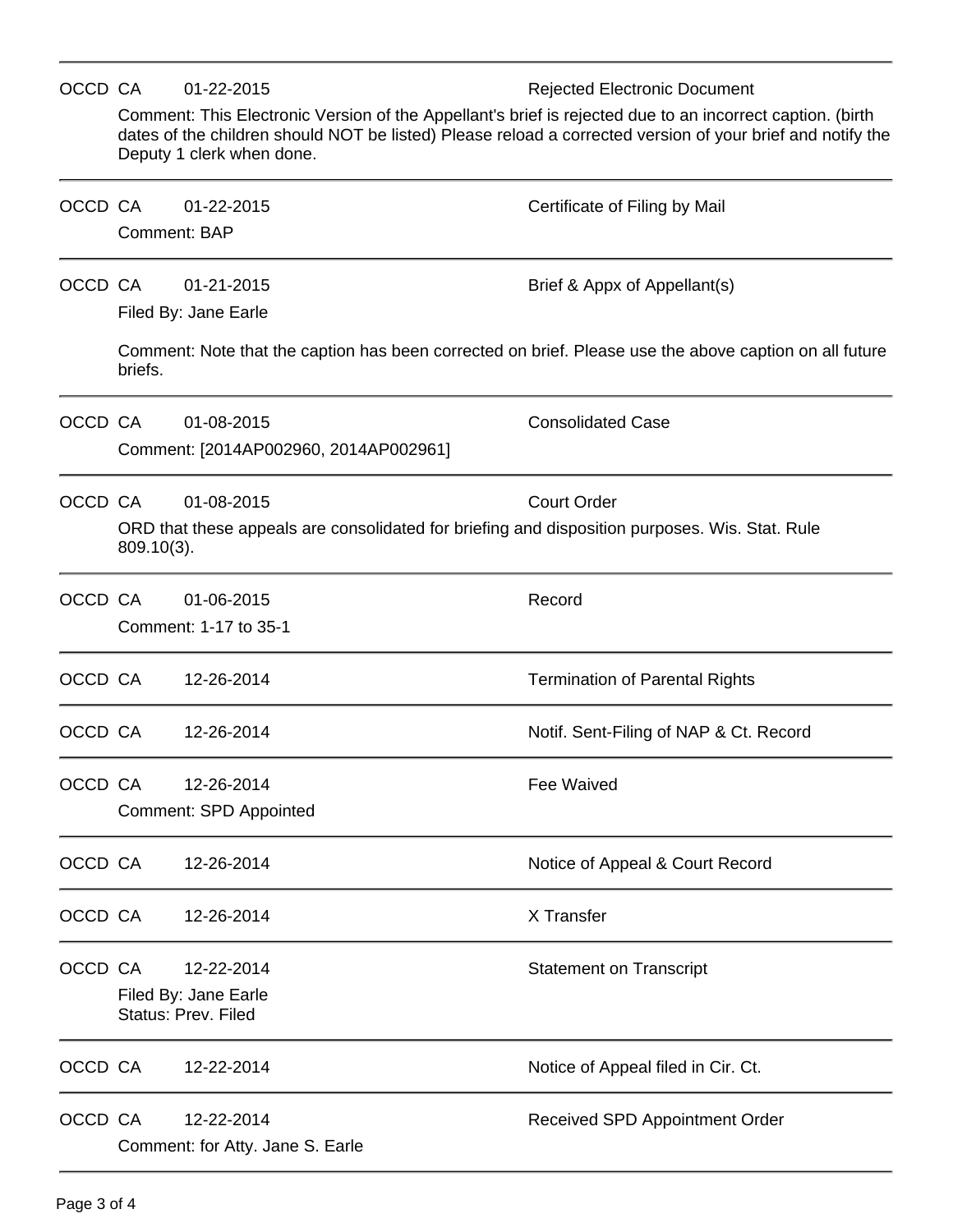| Court | Type | Date | Event |
|---|---|---|---|
| OCCD | CA | 01-22-2015 | Rejected Electronic Document |

Comment: This Electronic Version of the Appellant's brief is rejected due to an incorrect caption. (birth dates of the children should NOT be listed) Please reload a corrected version of your brief and notify the Deputy 1 clerk when done.

---

| Court | Type | Date | Event |
|---|---|---|---|
| OCCD | CA | 01-22-2015 | Certificate of Filing by Mail |

Comment: BAP

---

| Court | Type | Date | Event |
|---|---|---|---|
| OCCD | CA | 01-21-2015 | Brief & Appx of Appellant(s) |

Filed By: Jane Earle

Comment: Note that the caption has been corrected on brief. Please use the above caption on all future briefs.

---

| Court | Type | Date | Event |
|---|---|---|---|
| OCCD | CA | 01-08-2015 | Consolidated Case |

Comment: [2014AP002960, 2014AP002961]

---

| Court | Type | Date | Event |
|---|---|---|---|
| OCCD | CA | 01-08-2015 | Court Order |

ORD that these appeals are consolidated for briefing and disposition purposes. Wis. Stat. Rule 809.10(3).

---

| Court | Type | Date | Event |
|---|---|---|---|
| OCCD | CA | 01-06-2015 | Record |

Comment: 1-17 to 35-1

---

| Court | Type | Date | Event |
|---|---|---|---|
| OCCD | CA | 12-26-2014 | Termination of Parental Rights |
| OCCD | CA | 12-26-2014 | Notif. Sent-Filing of NAP & Ct. Record |
| OCCD | CA | 12-26-2014 | Fee Waived |

Comment: SPD Appointed

---

| Court | Type | Date | Event |
|---|---|---|---|
| OCCD | CA | 12-26-2014 | Notice of Appeal & Court Record |
| OCCD | CA | 12-26-2014 | X Transfer |
| OCCD | CA | 12-22-2014 | Statement on Transcript |

Filed By: Jane Earle
Status: Prev. Filed

---

| Court | Type | Date | Event |
|---|---|---|---|
| OCCD | CA | 12-22-2014 | Notice of Appeal filed in Cir. Ct. |
| OCCD | CA | 12-22-2014 | Received SPD Appointment Order |

Comment: for Atty. Jane S. Earle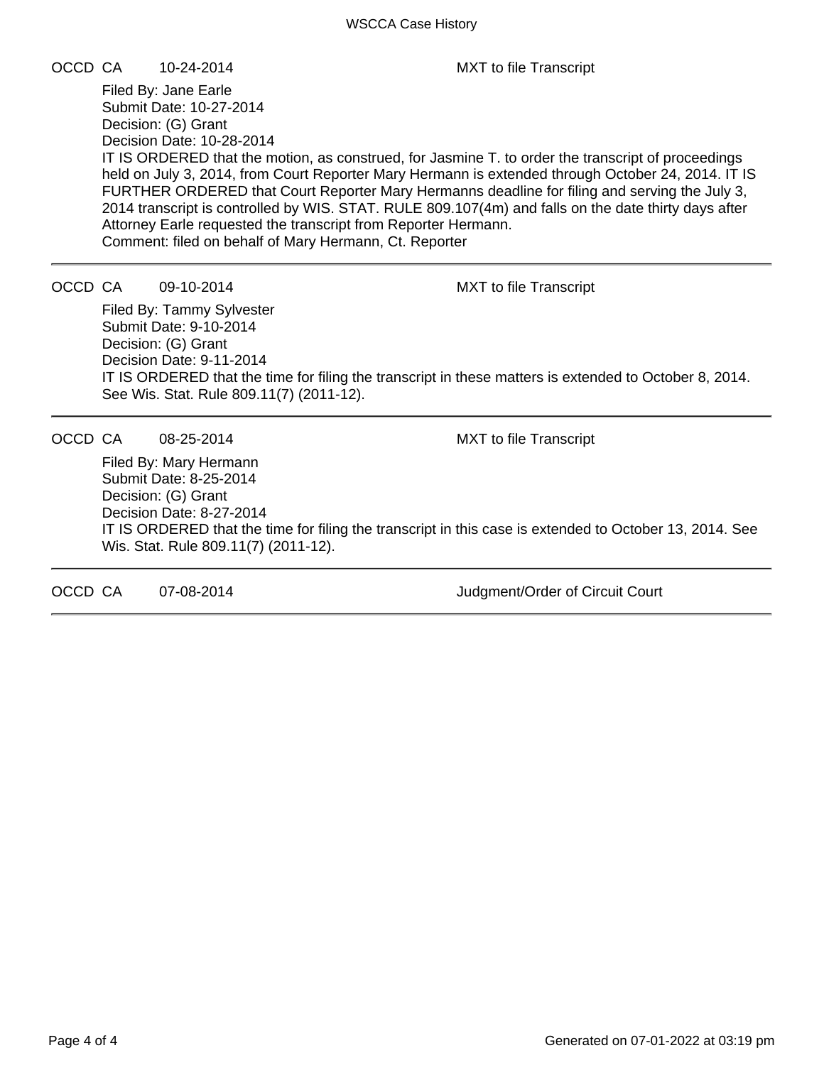OCCD CA 10-24-2014 MXT to file Transcript

Filed By: Jane Earle
Submit Date: 10-27-2014
Decision: (G) Grant
Decision Date: 10-28-2014
IT IS ORDERED that the motion, as construed, for Jasmine T. to order the transcript of proceedings held on July 3, 2014, from Court Reporter Mary Hermann is extended through October 24, 2014. IT IS FURTHER ORDERED that Court Reporter Mary Hermanns deadline for filing and serving the July 3, 2014 transcript is controlled by WIS. STAT. RULE 809.107(4m) and falls on the date thirty days after Attorney Earle requested the transcript from Reporter Hermann.
Comment: filed on behalf of Mary Hermann, Ct. Reporter

---

OCCD CA 09-10-2014 MXT to file Transcript

Filed By: Tammy Sylvester
Submit Date: 9-10-2014
Decision: (G) Grant
Decision Date: 9-11-2014
IT IS ORDERED that the time for filing the transcript in these matters is extended to October 8, 2014. See Wis. Stat. Rule 809.11(7) (2011-12).

---

OCCD CA 08-25-2014 MXT to file Transcript

Filed By: Mary Hermann
Submit Date: 8-25-2014
Decision: (G) Grant
Decision Date: 8-27-2014
IT IS ORDERED that the time for filing the transcript in this case is extended to October 13, 2014. See Wis. Stat. Rule 809.11(7) (2011-12).

---

OCCD CA 07-08-2014 Judgment/Order of Circuit Court

---